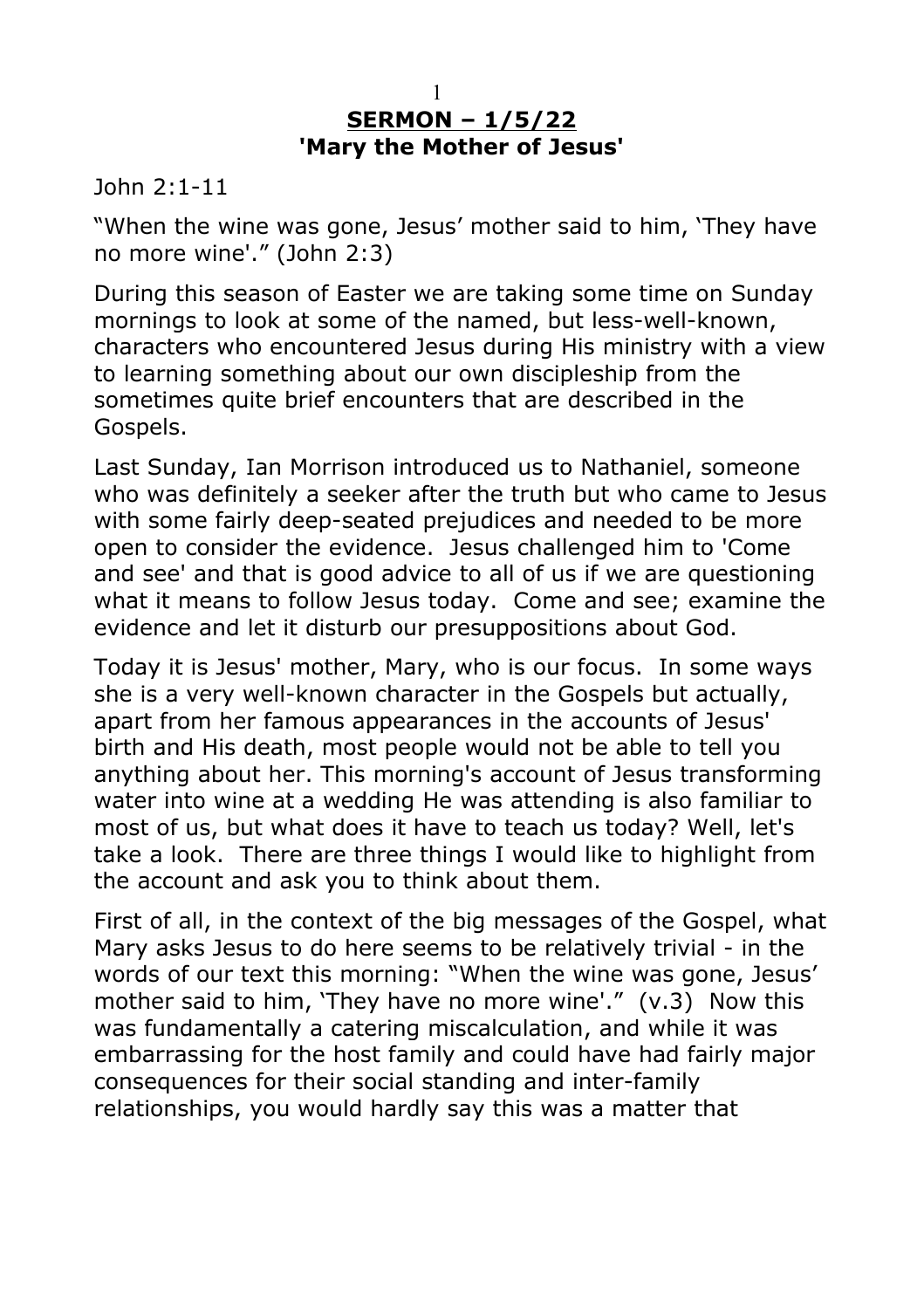# SERMON – 1/5/22

## 'Mary the Mother of Jesus'

John 2:1-11

"When the wine was gone, Jesus' mother said to him, 'They have no more wine'." (John 2:3)

During this season of Easter we are taking some time on Sunday mornings to look at some of the named, but less-well-known, characters who encountered Jesus during His ministry with a view to learning something about our own discipleship from the sometimes quite brief encounters that are described in the Gospels.

Last Sunday, Ian Morrison introduced us to Nathaniel, someone who was definitely a seeker after the truth but who came to Jesus with some fairly deep-seated prejudices and needed to be more open to consider the evidence. Jesus challenged him to 'Come and see' and that is good advice to all of us if we are questioning what it means to follow Jesus today. Come and see; examine the evidence and let it disturb our presuppositions about God.

Today it is Jesus' mother, Mary, who is our focus. In some ways she is a very well-known character in the Gospels but actually, apart from her famous appearances in the accounts of Jesus' birth and His death, most people would not be able to tell you anything about her. This morning's account of Jesus transforming water into wine at a wedding He was attending is also familiar to most of us, but what does it have to teach us today? Well, let's take a look. There are three things I would like to highlight from the account and ask you to think about them.

First of all, in the context of the big messages of the Gospel, what Mary asks Jesus to do here seems to be relatively trivial - in the words of our text this morning: "When the wine was gone, Jesus' mother said to him, 'They have no more wine'." (v.3) Now this was fundamentally a catering miscalculation, and while it was embarrassing for the host family and could have had fairly major consequences for their social standing and inter-family relationships, you would hardly say this was a matter that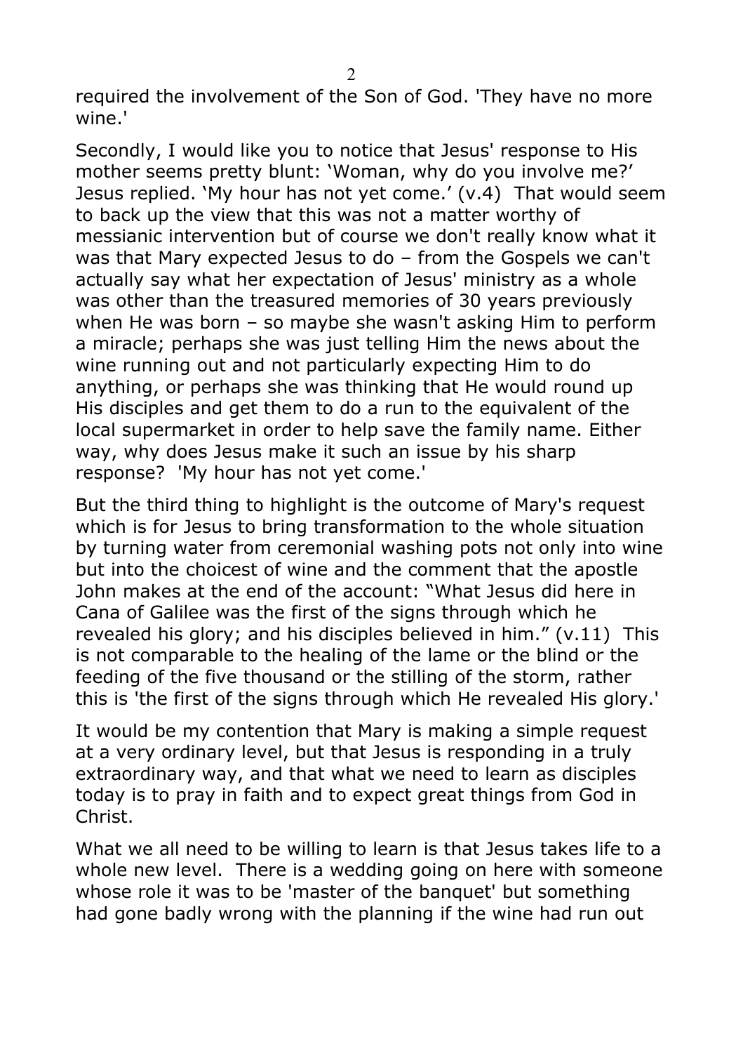required the involvement of the Son of God. 'They have no more wine.'

Secondly, I would like you to notice that Jesus' response to His mother seems pretty blunt: 'Woman, why do you involve me?' Jesus replied. 'My hour has not yet come.' (v.4) That would seem to back up the view that this was not a matter worthy of messianic intervention but of course we don't really know what it was that Mary expected Jesus to do – from the Gospels we can't actually say what her expectation of Jesus' ministry as a whole was other than the treasured memories of 30 years previously when He was born – so maybe she wasn't asking Him to perform a miracle; perhaps she was just telling Him the news about the wine running out and not particularly expecting Him to do anything, or perhaps she was thinking that He would round up His disciples and get them to do a run to the equivalent of the local supermarket in order to help save the family name. Either way, why does Jesus make it such an issue by his sharp response? 'My hour has not yet come.'

But the third thing to highlight is the outcome of Mary's request which is for Jesus to bring transformation to the whole situation by turning water from ceremonial washing pots not only into wine but into the choicest of wine and the comment that the apostle John makes at the end of the account: "What Jesus did here in Cana of Galilee was the first of the signs through which he revealed his glory; and his disciples believed in him." (v.11) This is not comparable to the healing of the lame or the blind or the feeding of the five thousand or the stilling of the storm, rather this is 'the first of the signs through which He revealed His glory.'

It would be my contention that Mary is making a simple request at a very ordinary level, but that Jesus is responding in a truly extraordinary way, and that what we need to learn as disciples today is to pray in faith and to expect great things from God in Christ.

What we all need to be willing to learn is that Jesus takes life to a whole new level. There is a wedding going on here with someone whose role it was to be 'master of the banquet' but something had gone badly wrong with the planning if the wine had run out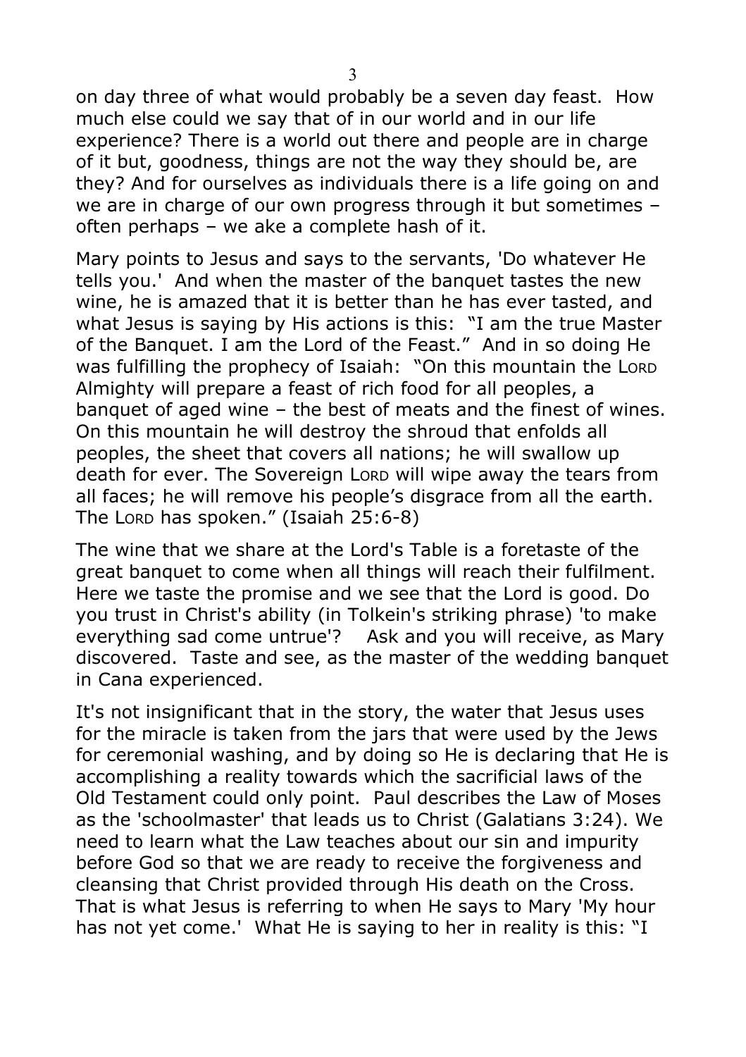on day three of what would probably be a seven day feast. How much else could we say that of in our world and in our life experience? There is a world out there and people are in charge of it but, goodness, things are not the way they should be, are they? And for ourselves as individuals there is a life going on and we are in charge of our own progress through it but sometimes – often perhaps – we ake a complete hash of it.

Mary points to Jesus and says to the servants, 'Do whatever He tells you.' And when the master of the banquet tastes the new wine, he is amazed that it is better than he has ever tasted, and what Jesus is saying by His actions is this: "I am the true Master of the Banquet. I am the Lord of the Feast." And in so doing He was fulfilling the prophecy of Isaiah: "On this mountain the LORD Almighty will prepare a feast of rich food for all peoples, a banquet of aged wine – the best of meats and the finest of wines. On this mountain he will destroy the shroud that enfolds all peoples, the sheet that covers all nations; he will swallow up death for ever. The Sovereign LORD will wipe away the tears from all faces; he will remove his people's disgrace from all the earth. The LORD has spoken." (Isaiah 25:6-8)

The wine that we share at the Lord's Table is a foretaste of the great banquet to come when all things will reach their fulfilment. Here we taste the promise and we see that the Lord is good. Do you trust in Christ's ability (in Tolkein's striking phrase) 'to make everything sad come untrue'? Ask and you will receive, as Mary discovered. Taste and see, as the master of the wedding banquet in Cana experienced.

It's not insignificant that in the story, the water that Jesus uses for the miracle is taken from the jars that were used by the Jews for ceremonial washing, and by doing so He is declaring that He is accomplishing a reality towards which the sacrificial laws of the Old Testament could only point. Paul describes the Law of Moses as the 'schoolmaster' that leads us to Christ (Galatians 3:24). We need to learn what the Law teaches about our sin and impurity before God so that we are ready to receive the forgiveness and cleansing that Christ provided through His death on the Cross. That is what Jesus is referring to when He says to Mary 'My hour has not yet come.' What He is saying to her in reality is this: "I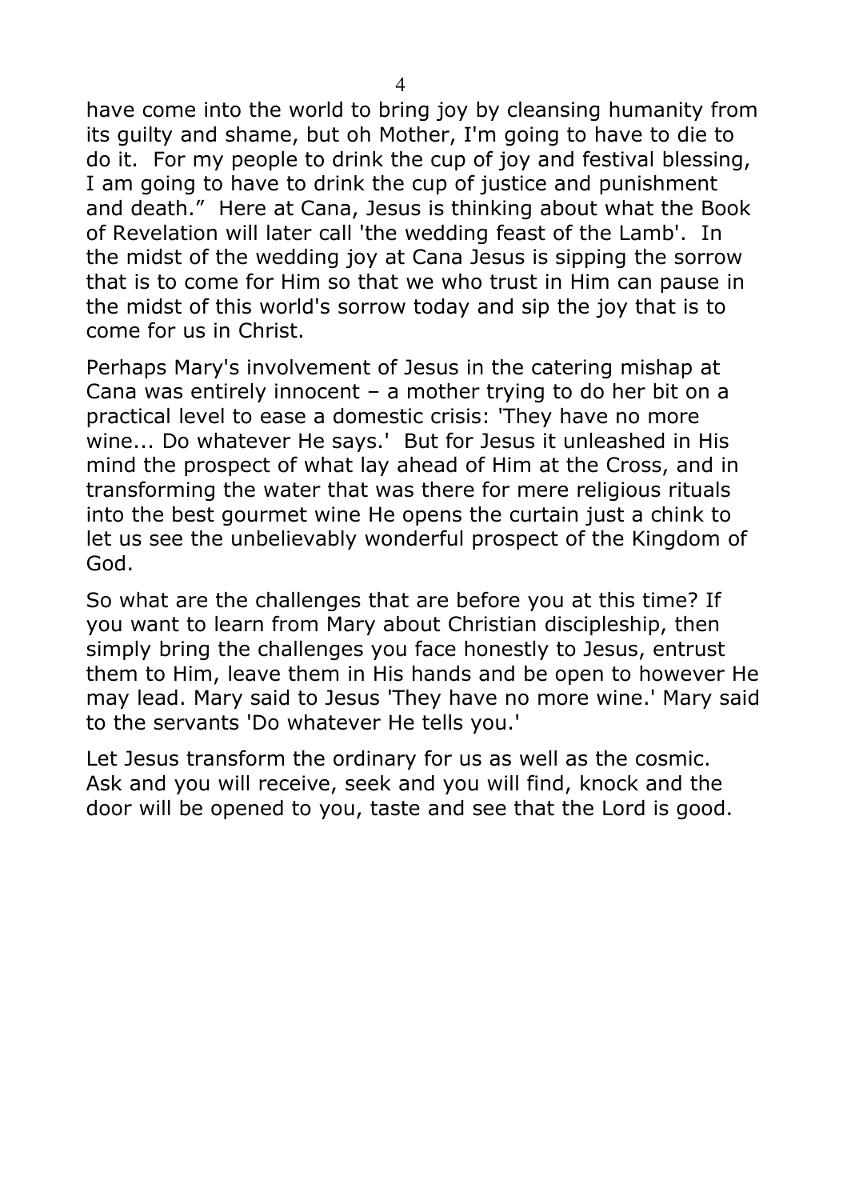have come into the world to bring joy by cleansing humanity from its guilty and shame, but oh Mother, I'm going to have to die to do it. For my people to drink the cup of joy and festival blessing, I am going to have to drink the cup of justice and punishment and death." Here at Cana, Jesus is thinking about what the Book of Revelation will later call 'the wedding feast of the Lamb'. In the midst of the wedding joy at Cana Jesus is sipping the sorrow that is to come for Him so that we who trust in Him can pause in the midst of this world's sorrow today and sip the joy that is to come for us in Christ.

Perhaps Mary's involvement of Jesus in the catering mishap at Cana was entirely innocent – a mother trying to do her bit on a practical level to ease a domestic crisis: 'They have no more wine... Do whatever He says.' But for Jesus it unleashed in His mind the prospect of what lay ahead of Him at the Cross, and in transforming the water that was there for mere religious rituals into the best gourmet wine He opens the curtain just a chink to let us see the unbelievably wonderful prospect of the Kingdom of God.

So what are the challenges that are before you at this time? If you want to learn from Mary about Christian discipleship, then simply bring the challenges you face honestly to Jesus, entrust them to Him, leave them in His hands and be open to however He may lead. Mary said to Jesus 'They have no more wine.' Mary said to the servants 'Do whatever He tells you.'

Let Jesus transform the ordinary for us as well as the cosmic. Ask and you will receive, seek and you will find, knock and the door will be opened to you, taste and see that the Lord is good.